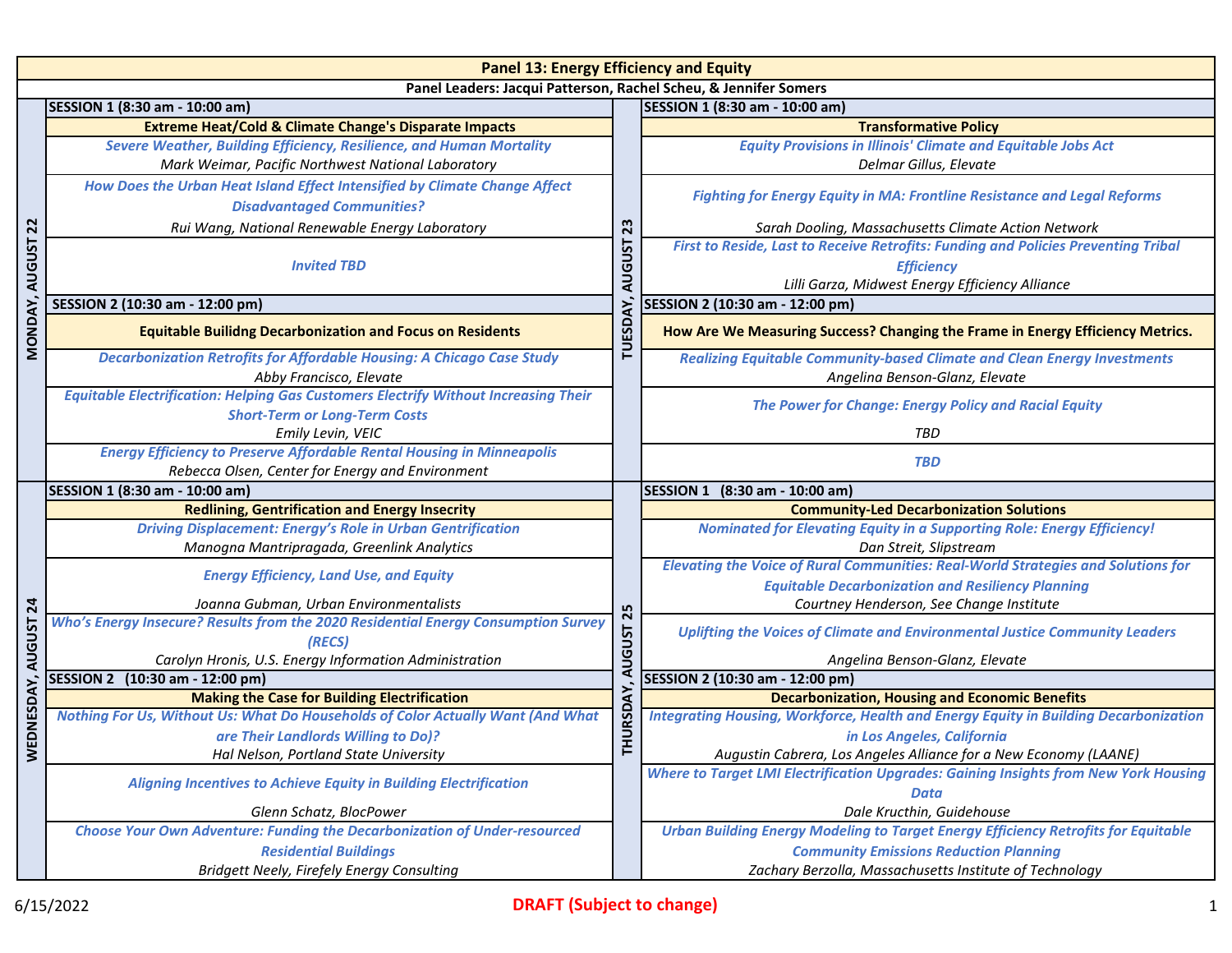# Panel 13: Energy Efficiency and Equity

**Panel Leaders: Jacqui Patterson, Rachel Scheu, & Jennifer Somers**

## MONDAY, AUGUST 22

### SESSION 1 (8:30 am - 10:00 am)

**Extreme Heat/Cold & Climate Change's Disparate Impacts**

- ***Severe Weather, Building Efficiency, Resilience, and Human Mortality***
  *Mark Weimar, Pacific Northwest National Laboratory*
- ***How Does the Urban Heat Island Effect Intensified by Climate Change Affect Disadvantaged Communities?***
  *Rui Wang, National Renewable Energy Laboratory*
- ***Invited TBD***

### SESSION 2 (10:30 am - 12:00 pm)

**Equitable Builidng Decarbonization and Focus on Residents**

- ***Decarbonization Retrofits for Affordable Housing: A Chicago Case Study***
  *Abby Francisco, Elevate*
- ***Equitable Electrification: Helping Gas Customers Electrify Without Increasing Their Short-Term or Long-Term Costs***
  *Emily Levin, VEIC*
- ***Energy Efficiency to Preserve Affordable Rental Housing in Minneapolis***
  *Rebecca Olsen, Center for Energy and Environment*

## TUESDAY, AUGUST 23

### SESSION 1 (8:30 am - 10:00 am)

**Transformative Policy**

- ***Equity Provisions in Illinois' Climate and Equitable Jobs Act***
  *Delmar Gillus, Elevate*
- ***Fighting for Energy Equity in MA: Frontline Resistance and Legal Reforms***
  *Sarah Dooling, Massachusetts Climate Action Network*
- ***First to Reside, Last to Receive Retrofits: Funding and Policies Preventing Tribal Efficiency***
  *Lilli Garza, Midwest Energy Efficiency Alliance*

### SESSION 2 (10:30 am - 12:00 pm)

**How Are We Measuring Success? Changing the Frame in Energy Efficiency Metrics.**

- ***Realizing Equitable Community-based Climate and Clean Energy Investments***
  *Angelina Benson-Glanz, Elevate*
- ***The Power for Change: Energy Policy and Racial Equity***
  *TBD*
- ***TBD***

## WEDNESDAY, AUGUST 24

### SESSION 1 (8:30 am - 10:00 am)

**Redlining, Gentrification and Energy Insecrity**

- ***Driving Displacement: Energy's Role in Urban Gentrification***
  *Manogna Mantripragada, Greenlink Analytics*
- ***Energy Efficiency, Land Use, and Equity***
  *Joanna Gubman, Urban Environmentalists*
- ***Who's Energy Insecure? Results from the 2020 Residential Energy Consumption Survey (RECS)***
  *Carolyn Hronis, U.S. Energy Information Administration*

### SESSION 2 (10:30 am - 12:00 pm)

**Making the Case for Building Electrification**

- ***Nothing For Us, Without Us: What Do Households of Color Actually Want (And What are Their Landlords Willing to Do)?***
  *Hal Nelson, Portland State University*
- ***Aligning Incentives to Achieve Equity in Building Electrification***
  *Glenn Schatz, BlocPower*
- ***Choose Your Own Adventure: Funding the Decarbonization of Under-resourced Residential Buildings***
  *Bridgett Neely, Firefely Energy Consulting*

## THURSDAY, AUGUST 25

### SESSION 1 (8:30 am - 10:00 am)

**Community-Led Decarbonization Solutions**

- ***Nominated for Elevating Equity in a Supporting Role: Energy Efficiency!***
  *Dan Streit, Slipstream*
- ***Elevating the Voice of Rural Communities: Real-World Strategies and Solutions for Equitable Decarbonization and Resiliency Planning***
  *Courtney Henderson, See Change Institute*
- ***Uplifting the Voices of Climate and Environmental Justice Community Leaders***
  *Angelina Benson-Glanz, Elevate*

### SESSION 2 (10:30 am - 12:00 pm)

**Decarbonization, Housing and Economic Benefits**

- ***Integrating Housing, Workforce, Health and Energy Equity in Building Decarbonization in Los Angeles, California***
  *Augustin Cabrera, Los Angeles Alliance for a New Economy (LAANE)*
- ***Where to Target LMI Electrification Upgrades: Gaining Insights from New York Housing Data***
  *Dale Kructhin, Guidehouse*
- ***Urban Building Energy Modeling to Target Energy Efficiency Retrofits for Equitable Community Emissions Reduction Planning***
  *Zachary Berzolla, Massachusetts Institute of Technology*

6/15/2022

**DRAFT (Subject to change)**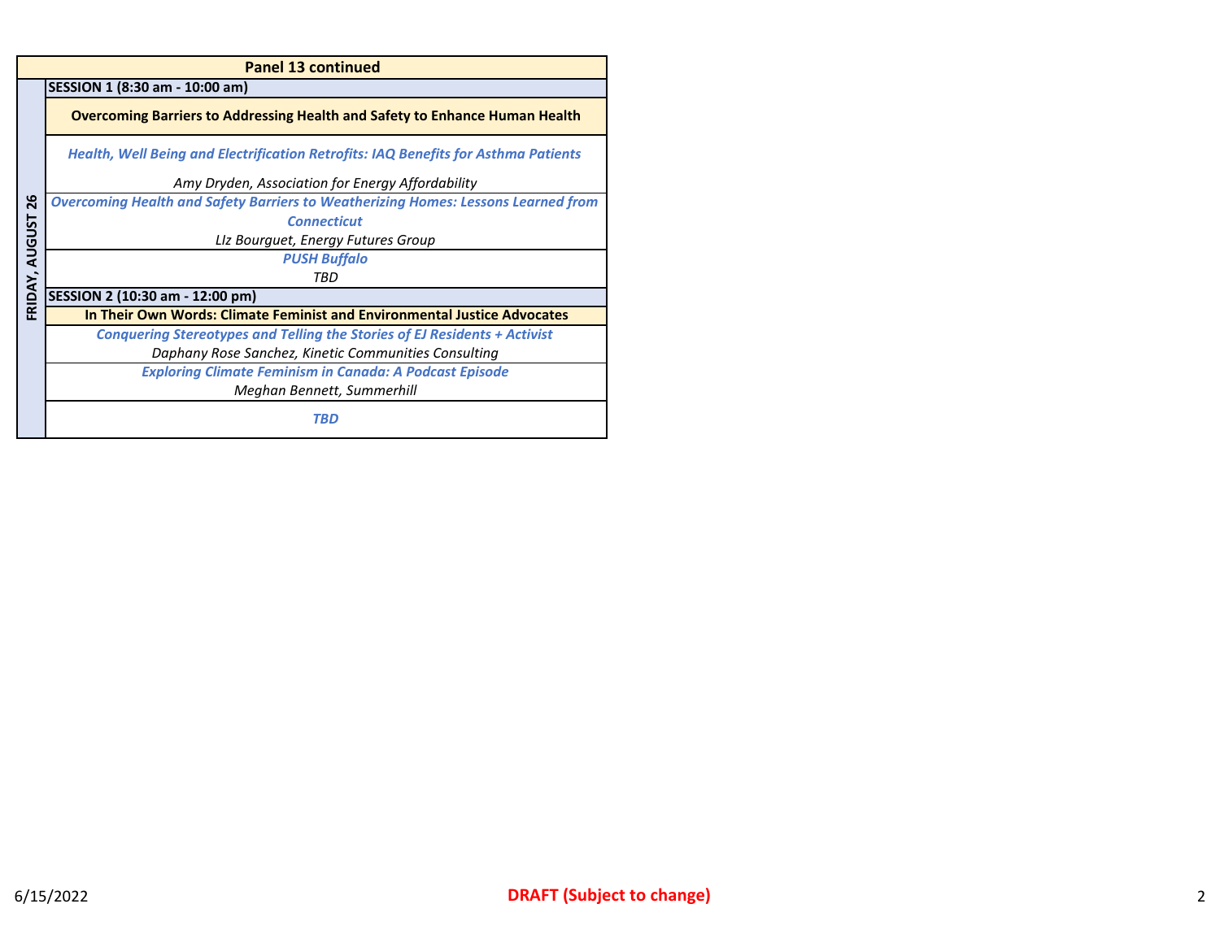| Panel 13 continued | |
|---|---|
| FRIDAY, AUGUST 26 | **SESSION 1 (8:30 am - 10:00 am)** |
| | **Overcoming Barriers to Addressing Health and Safety to Enhance Human Health** |
| | ***Health, Well Being and Electrification Retrofits: IAQ Benefits for Asthma Patients***<br>*Amy Dryden, Association for Energy Affordability* |
| | ***Overcoming Health and Safety Barriers to Weatherizing Homes: Lessons Learned from Connecticut***<br>*LIz Bourguet, Energy Futures Group* |
| | ***PUSH Buffalo***<br>*TBD* |
| | **SESSION 2 (10:30 am - 12:00 pm)** |
| | **In Their Own Words: Climate Feminist and Environmental Justice Advocates** |
| | ***Conquering Stereotypes and Telling the Stories of EJ Residents + Activist***<br>*Daphany Rose Sanchez, Kinetic Communities Consulting* |
| | ***Exploring Climate Feminism in Canada: A Podcast Episode***<br>*Meghan Bennett, Summerhill* |
| | ***TBD*** |

6/15/2022

**DRAFT (Subject to change)**